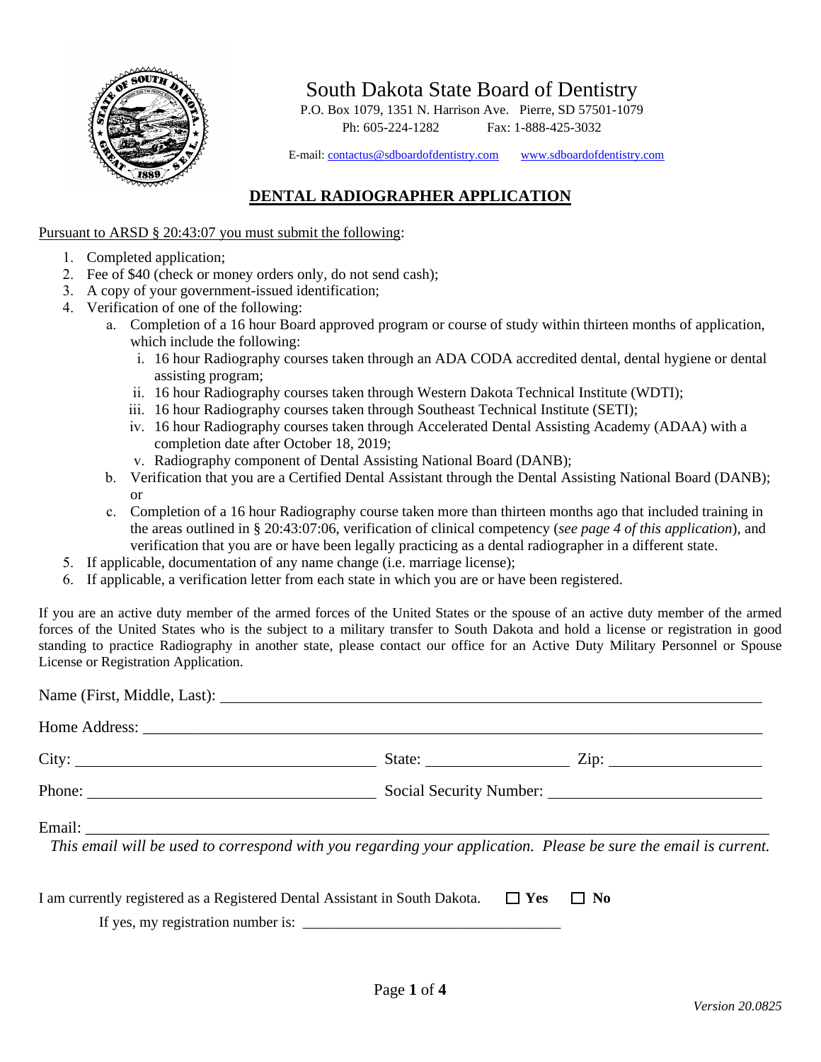# South Dakota State Board of Dentistry

P.O. Box 1079, 1351 N. Harrison Ave. Pierre, SD 57501-1079

Ph: 605-224-1282 Fax: 1-888-425-3032

E-mail: contactus@sdboardofdentistry.com www.sdboardofdentistry.com

## DENTAL RADIOGRAPHER APPLICATION

Pursuant to ARSD § 20:43:07 you must submit the following:

1. Completed application;
2. Fee of $40 (check or money orders only, do not send cash);
3. A copy of your government-issued identification;
4. Verification of one of the following:
   a. Completion of a 16 hour Board approved program or course of study within thirteen months of application, which include the following:
      i. 16 hour Radiography courses taken through an ADA CODA accredited dental, dental hygiene or dental assisting program;
      ii. 16 hour Radiography courses taken through Western Dakota Technical Institute (WDTI);
      iii. 16 hour Radiography courses taken through Southeast Technical Institute (SETI);
      iv. 16 hour Radiography courses taken through Accelerated Dental Assisting Academy (ADAA) with a completion date after October 18, 2019;
      v. Radiography component of Dental Assisting National Board (DANB);
   b. Verification that you are a Certified Dental Assistant through the Dental Assisting National Board (DANB); or
   c. Completion of a 16 hour Radiography course taken more than thirteen months ago that included training in the areas outlined in § 20:43:07:06, verification of clinical competency (*see page 4 of this application*), and verification that you are or have been legally practicing as a dental radiographer in a different state.
5. If applicable, documentation of any name change (i.e. marriage license);
6. If applicable, a verification letter from each state in which you are or have been registered.

If you are an active duty member of the armed forces of the United States or the spouse of an active duty member of the armed forces of the United States who is the subject to a military transfer to South Dakota and hold a license or registration in good standing to practice Radiography in another state, please contact our office for an Active Duty Military Personnel or Spouse License or Registration Application.

Name (First, Middle, Last): ______________________________

Home Address: ______________________________

City: ____________________ State: __________ Zip: __________

Phone: ____________________ Social Security Number: ____________________

Email: ______________________________

*This email will be used to correspond with you regarding your application. Please be sure the email is current.*

I am currently registered as a Registered Dental Assistant in South Dakota. ☐ **Yes** ☐ **No**

If yes, my registration number is: ______________________________

Version 20.0825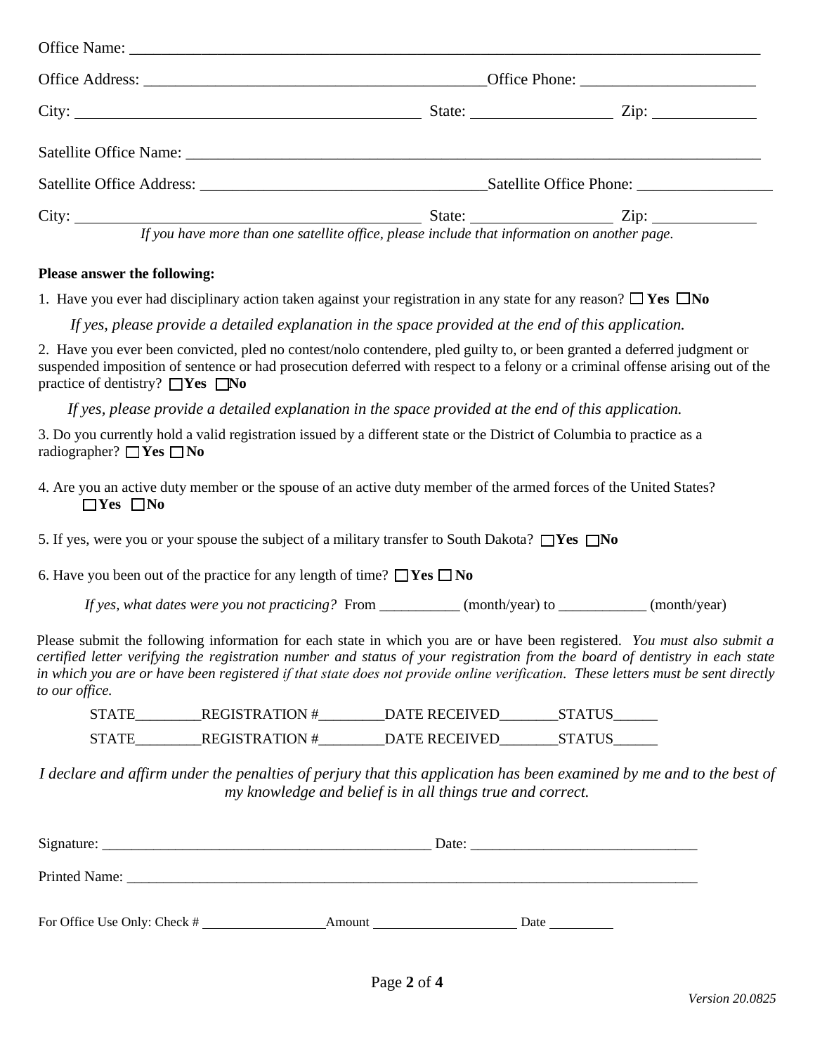Office Name: ___________________________________________________________________________

Office Address: __________________________________________Office Phone: _____________________

City: _________________________________________ State: _________________ Zip: ____________

Satellite Office Name: ____________________________________________________________________

Satellite Office Address: ___________________________________Satellite Office Phone: ________________

City: _________________________________________ State: _________________ Zip: ____________

*If you have more than one satellite office, please include that information on another page.*

**Please answer the following:**

1. Have you ever had disciplinary action taken against your registration in any state for any reason? ☐ **Yes** ☐ **No**

   *If yes, please provide a detailed explanation in the space provided at the end of this application.*

2. Have you ever been convicted, pled no contest/nolo contendere, pled guilty to, or been granted a deferred judgment or suspended imposition of sentence or had prosecution deferred with respect to a felony or a criminal offense arising out of the practice of dentistry? ☐ **Yes** ☐ **No**

   *If yes, please provide a detailed explanation in the space provided at the end of this application.*

3. Do you currently hold a valid registration issued by a different state or the District of Columbia to practice as a radiographer? ☐ **Yes** ☐ **No**

4. Are you an active duty member or the spouse of an active duty member of the armed forces of the United States? ☐ **Yes** ☐ **No**

5. If yes, were you or your spouse the subject of a military transfer to South Dakota? ☐ **Yes** ☐ **No**

6. Have you been out of the practice for any length of time? ☐ **Yes** ☐ **No**

   *If yes, what dates were you not practicing?* From ___________ (month/year) to ____________ (month/year)

Please submit the following information for each state in which you are or have been registered. *You must also submit a certified letter verifying the registration number and status of your registration from the board of dentistry in each state in which you are or have been registered if that state does not provide online verification. These letters must be sent directly to our office.*

STATE_________REGISTRATION #_________DATE RECEIVED________STATUS______

STATE_________REGISTRATION #_________DATE RECEIVED________STATUS______

*I declare and affirm under the penalties of perjury that this application has been examined by me and to the best of my knowledge and belief is in all things true and correct.*

Signature: ______________________________________________ Date: _______________________________

Printed Name: ______________________________________________________________________________

For Office Use Only: Check # __________________ Amount ____________________ Date _________

Version 20.0825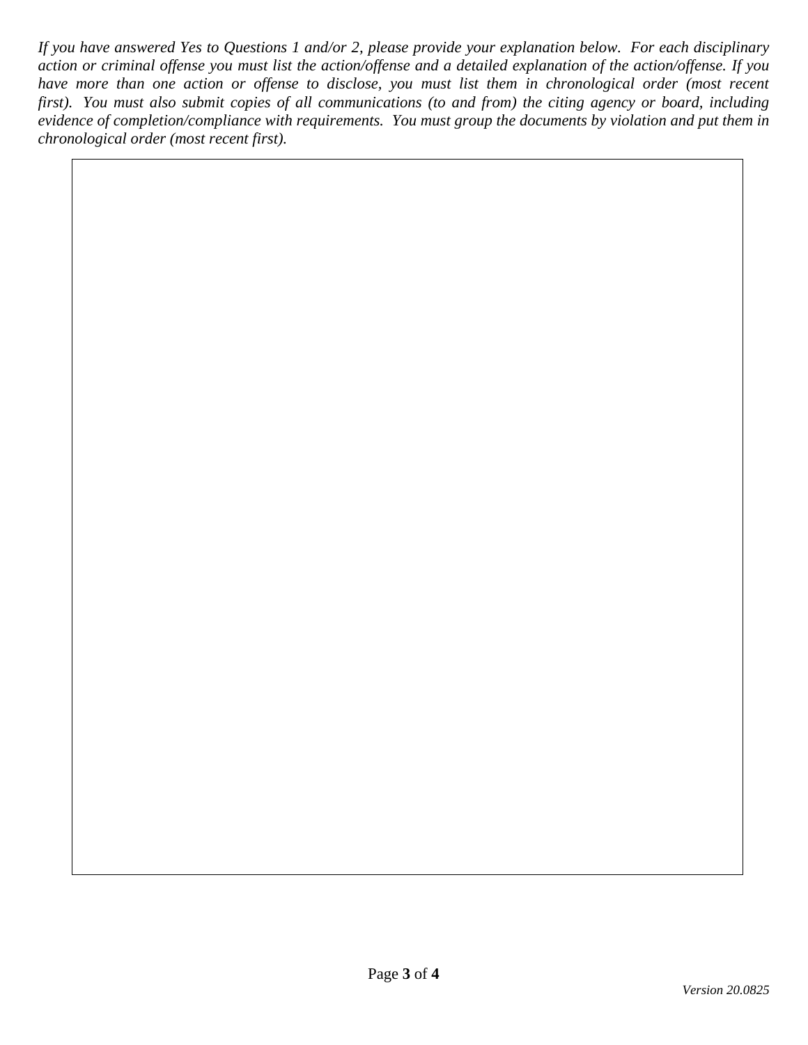*If you have answered Yes to Questions 1 and/or 2, please provide your explanation below. For each disciplinary action or criminal offense you must list the action/offense and a detailed explanation of the action/offense. If you have more than one action or offense to disclose, you must list them in chronological order (most recent first). You must also submit copies of all communications (to and from) the citing agency or board, including evidence of completion/compliance with requirements. You must group the documents by violation and put them in chronological order (most recent first).*

*Version 20.0825*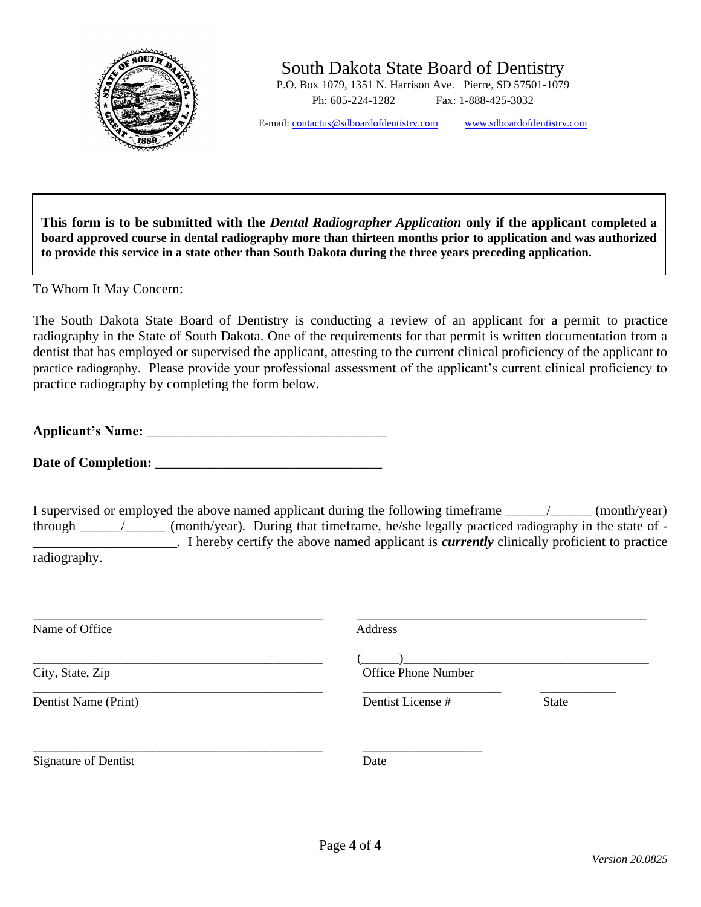# South Dakota State Board of Dentistry

P.O. Box 1079, 1351 N. Harrison Ave. Pierre, SD 57501-1079

Ph: 605-224-1282 Fax: 1-888-425-3032

E-mail: contactus@sdboardofdentistry.com www.sdboardofdentistry.com

**This form is to be submitted with the *Dental Radiographer Application* only if the applicant completed a board approved course in dental radiography more than thirteen months prior to application and was authorized to provide this service in a state other than South Dakota during the three years preceding application.**

To Whom It May Concern:

The South Dakota State Board of Dentistry is conducting a review of an applicant for a permit to practice radiography in the State of South Dakota. One of the requirements for that permit is written documentation from a dentist that has employed or supervised the applicant, attesting to the current clinical proficiency of the applicant to practice radiography. Please provide your professional assessment of the applicant's current clinical proficiency to practice radiography by completing the form below.

**Applicant's Name:** ___________________________________

**Date of Completion:** ________________________________

I supervised or employed the above named applicant during the following timeframe ______/______ (month/year) through ______/______ (month/year). During that timeframe, he/she legally practiced radiography in the state of -_____________________. I hereby certify the above named applicant is ***currently*** clinically proficient to practice radiography.

_______________________________________________ _______________________________________________
Name of Office Address

_______________________________________________ (______)_______________________________________
City, State, Zip Office Phone Number

_______________________________________________ ______________________ ____________
Dentist Name (Print) Dentist License # State

_______________________________________________ ___________________
Signature of Dentist Date

*Version 20.0825*